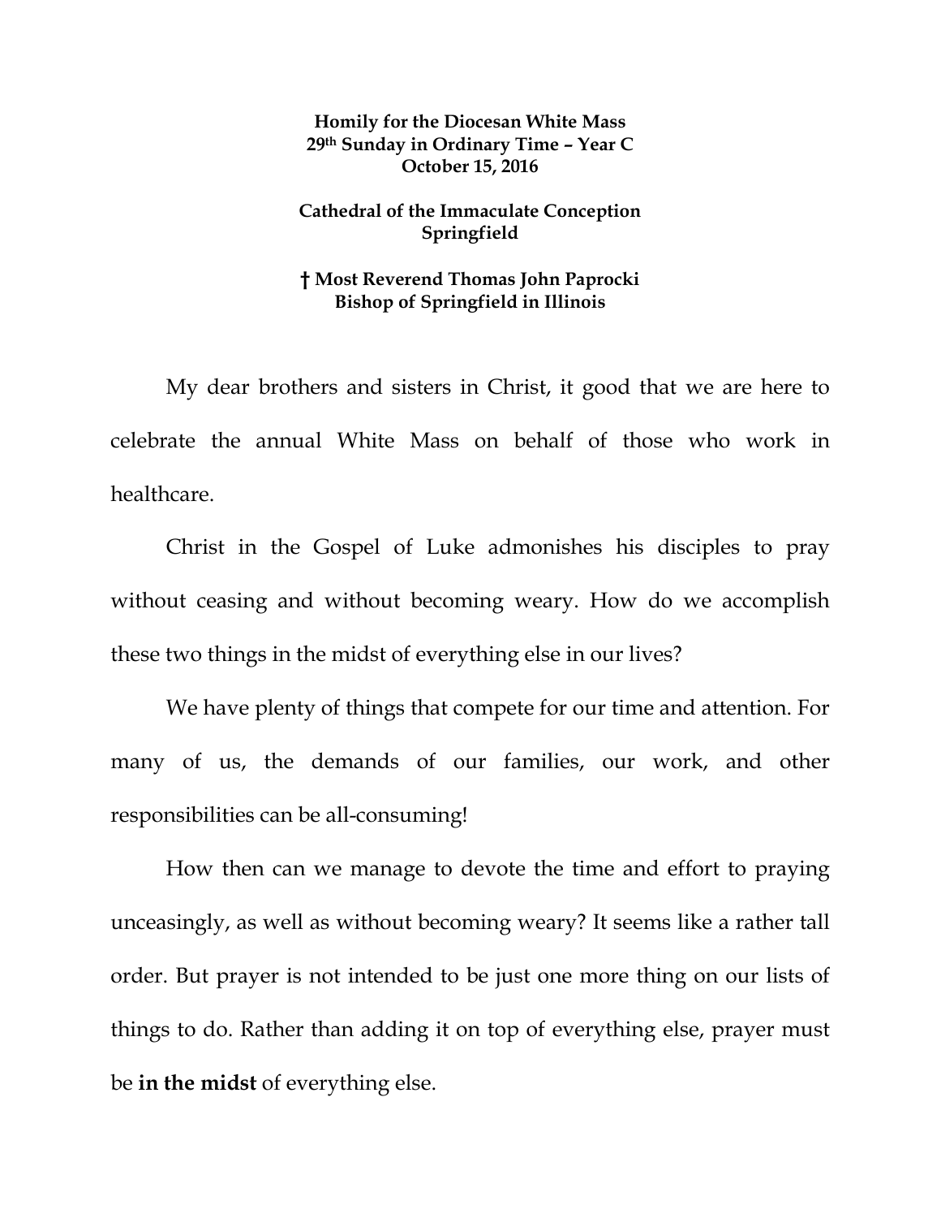**Homily for the Diocesan White Mass**
**29th Sunday in Ordinary Time – Year C**
**October 15, 2016**

**Cathedral of the Immaculate Conception**
**Springfield**

**† Most Reverend Thomas John Paprocki**
**Bishop of Springfield in Illinois**

My dear brothers and sisters in Christ, it good that we are here to celebrate the annual White Mass on behalf of those who work in healthcare.

Christ in the Gospel of Luke admonishes his disciples to pray without ceasing and without becoming weary. How do we accomplish these two things in the midst of everything else in our lives?

We have plenty of things that compete for our time and attention. For many of us, the demands of our families, our work, and other responsibilities can be all-consuming!

How then can we manage to devote the time and effort to praying unceasingly, as well as without becoming weary? It seems like a rather tall order. But prayer is not intended to be just one more thing on our lists of things to do. Rather than adding it on top of everything else, prayer must be **in the midst** of everything else.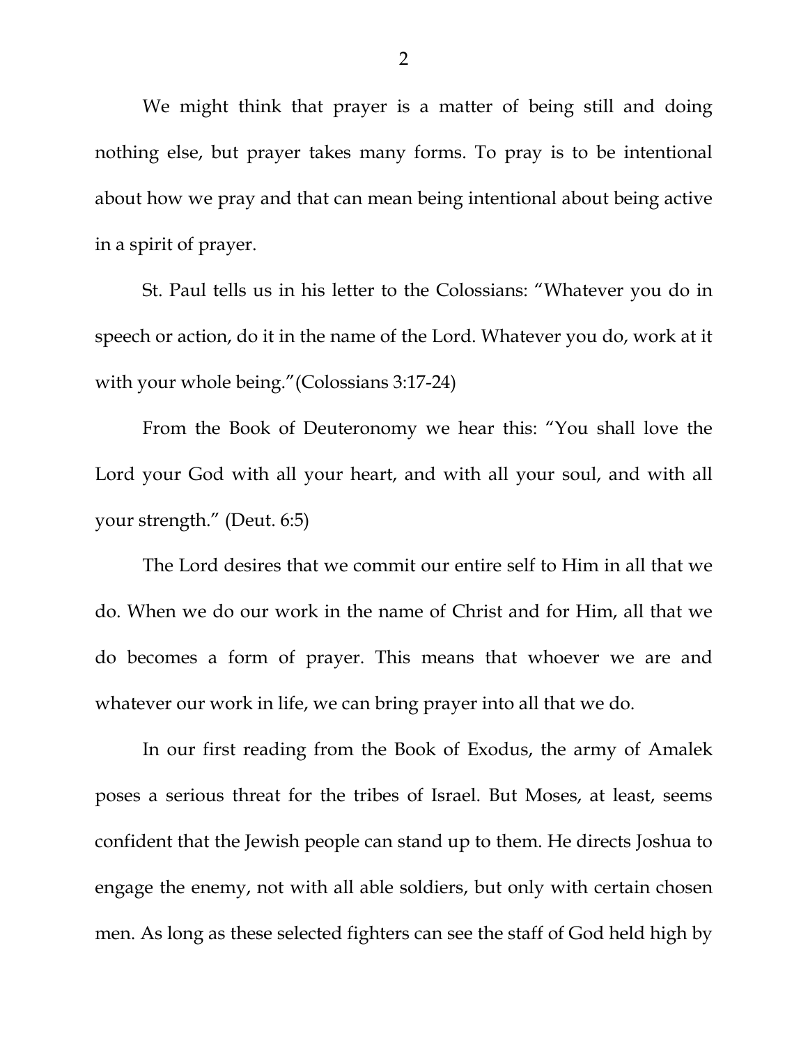We might think that prayer is a matter of being still and doing nothing else, but prayer takes many forms. To pray is to be intentional about how we pray and that can mean being intentional about being active in a spirit of prayer.

St. Paul tells us in his letter to the Colossians: "Whatever you do in speech or action, do it in the name of the Lord. Whatever you do, work at it with your whole being."(Colossians 3:17-24)

From the Book of Deuteronomy we hear this: "You shall love the Lord your God with all your heart, and with all your soul, and with all your strength." (Deut. 6:5)

The Lord desires that we commit our entire self to Him in all that we do. When we do our work in the name of Christ and for Him, all that we do becomes a form of prayer. This means that whoever we are and whatever our work in life, we can bring prayer into all that we do.

In our first reading from the Book of Exodus, the army of Amalek poses a serious threat for the tribes of Israel. But Moses, at least, seems confident that the Jewish people can stand up to them. He directs Joshua to engage the enemy, not with all able soldiers, but only with certain chosen men. As long as these selected fighters can see the staff of God held high by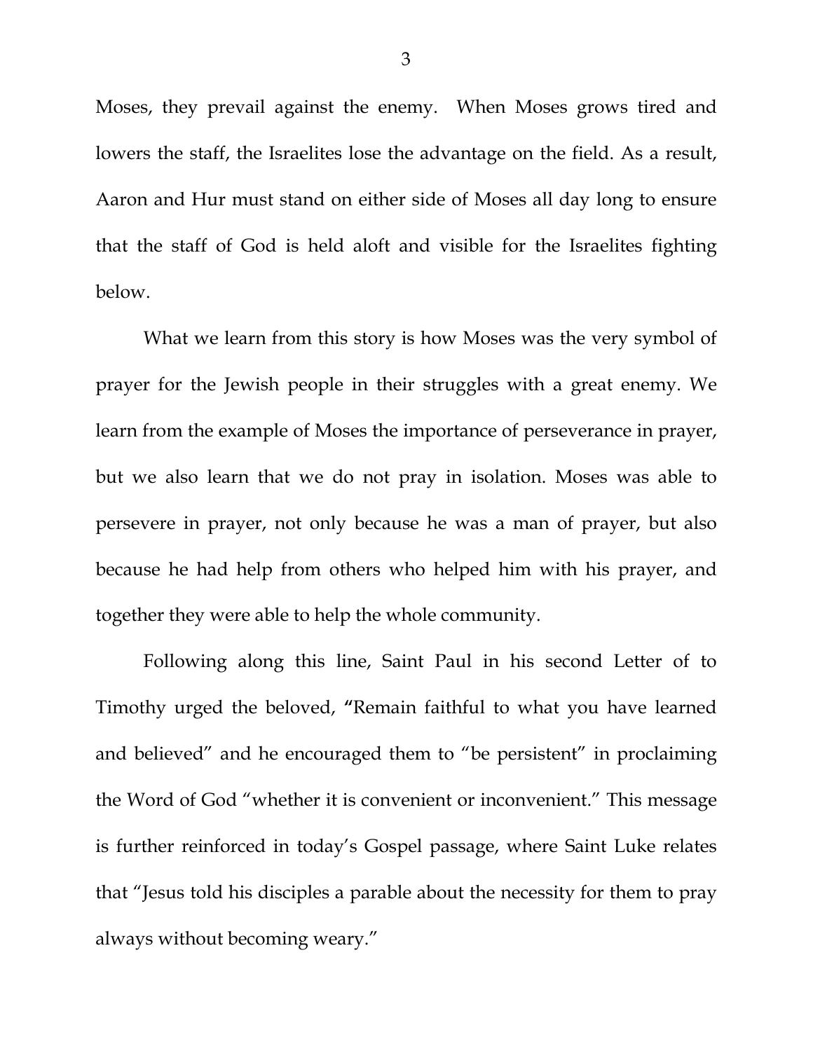Moses, they prevail against the enemy. When Moses grows tired and lowers the staff, the Israelites lose the advantage on the field. As a result, Aaron and Hur must stand on either side of Moses all day long to ensure that the staff of God is held aloft and visible for the Israelites fighting below.

What we learn from this story is how Moses was the very symbol of prayer for the Jewish people in their struggles with a great enemy. We learn from the example of Moses the importance of perseverance in prayer, but we also learn that we do not pray in isolation. Moses was able to persevere in prayer, not only because he was a man of prayer, but also because he had help from others who helped him with his prayer, and together they were able to help the whole community.

Following along this line, Saint Paul in his second Letter of to Timothy urged the beloved, **"**Remain faithful to what you have learned and believed" and he encouraged them to "be persistent" in proclaiming the Word of God "whether it is convenient or inconvenient." This message is further reinforced in today's Gospel passage, where Saint Luke relates that "Jesus told his disciples a parable about the necessity for them to pray always without becoming weary."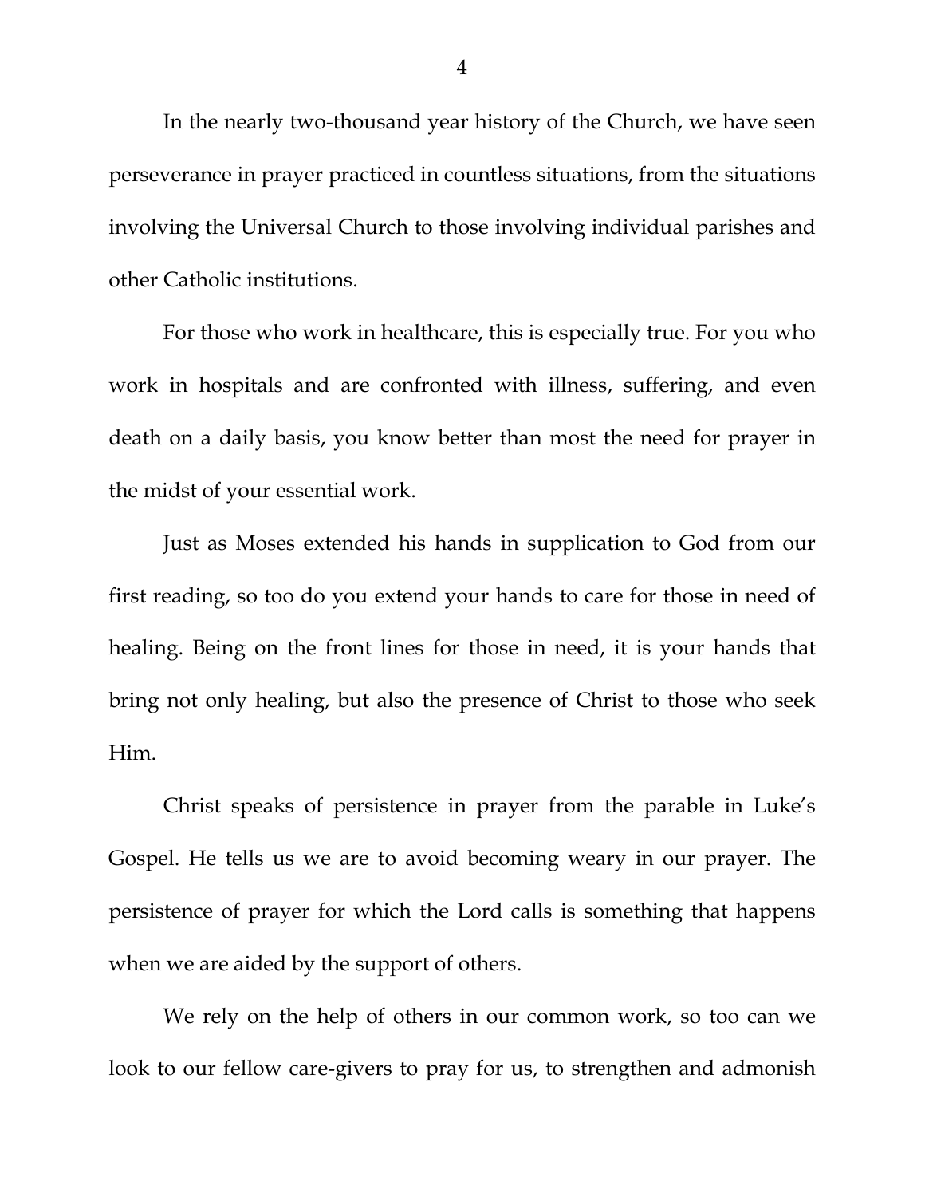In the nearly two-thousand year history of the Church, we have seen perseverance in prayer practiced in countless situations, from the situations involving the Universal Church to those involving individual parishes and other Catholic institutions.

For those who work in healthcare, this is especially true. For you who work in hospitals and are confronted with illness, suffering, and even death on a daily basis, you know better than most the need for prayer in the midst of your essential work.

Just as Moses extended his hands in supplication to God from our first reading, so too do you extend your hands to care for those in need of healing. Being on the front lines for those in need, it is your hands that bring not only healing, but also the presence of Christ to those who seek Him.

Christ speaks of persistence in prayer from the parable in Luke's Gospel. He tells us we are to avoid becoming weary in our prayer. The persistence of prayer for which the Lord calls is something that happens when we are aided by the support of others.

We rely on the help of others in our common work, so too can we look to our fellow care-givers to pray for us, to strengthen and admonish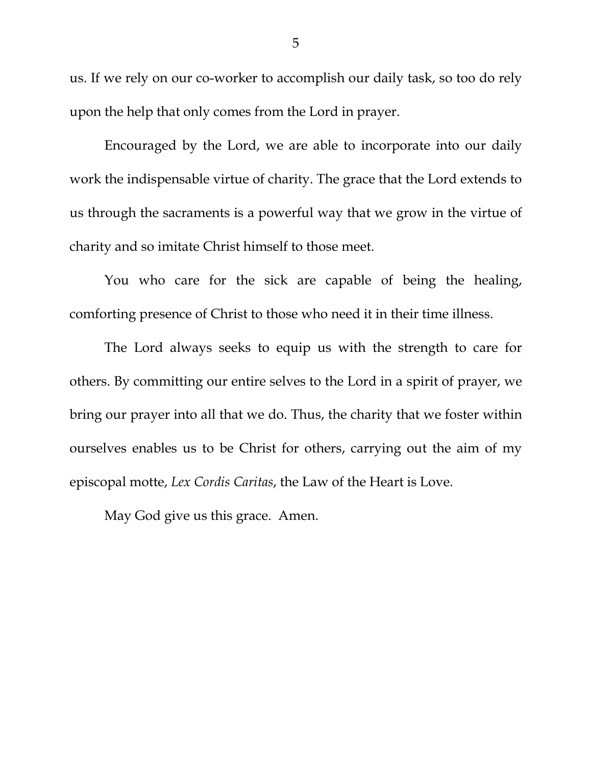us. If we rely on our co-worker to accomplish our daily task, so too do rely upon the help that only comes from the Lord in prayer.

Encouraged by the Lord, we are able to incorporate into our daily work the indispensable virtue of charity. The grace that the Lord extends to us through the sacraments is a powerful way that we grow in the virtue of charity and so imitate Christ himself to those meet.

You who care for the sick are capable of being the healing, comforting presence of Christ to those who need it in their time illness.

The Lord always seeks to equip us with the strength to care for others. By committing our entire selves to the Lord in a spirit of prayer, we bring our prayer into all that we do. Thus, the charity that we foster within ourselves enables us to be Christ for others, carrying out the aim of my episcopal motte, *Lex Cordis Caritas*, the Law of the Heart is Love.

May God give us this grace. Amen.